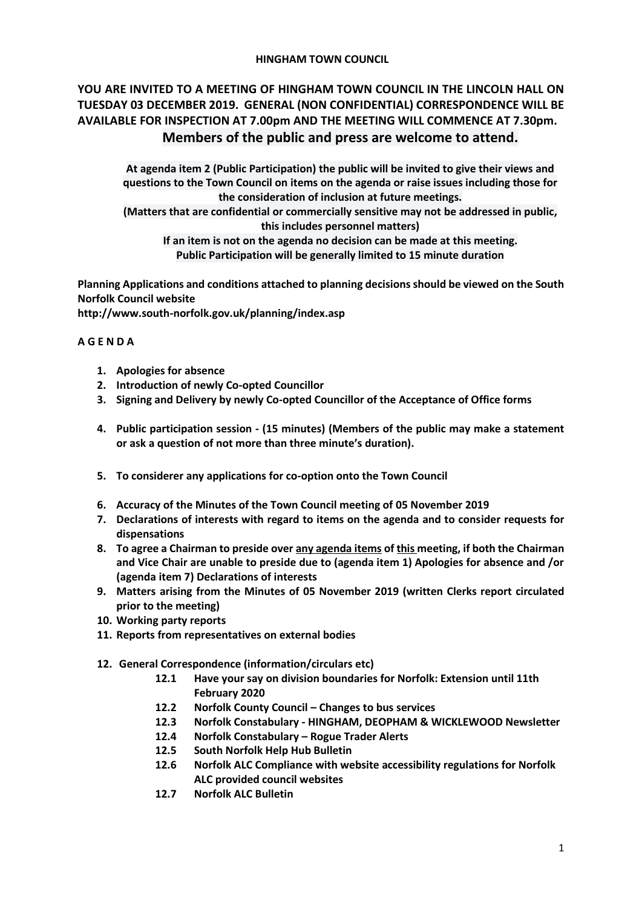**HINGHAM TOWN COUNCIL**

**YOU ARE INVITED TO A MEETING OF HINGHAM TOWN COUNCIL IN THE LINCOLN HALL ON TUESDAY 03 DECEMBER 2019. GENERAL (NON CONFIDENTIAL) CORRESPONDENCE WILL BE AVAILABLE FOR INSPECTION AT 7.00pm AND THE MEETING WILL COMMENCE AT 7.30pm.**

**Members of the public and press are welcome to attend.**

**At agenda item 2 (Public Participation) the public will be invited to give their views and questions to the Town Council on items on the agenda or raise issues including those for the consideration of inclusion at future meetings.**

**(Matters that are confidential or commercially sensitive may not be addressed in public, this includes personnel matters)**

**If an item is not on the agenda no decision can be made at this meeting.**

**Public Participation will be generally limited to 15 minute duration**

**Planning Applications and conditions attached to planning decisions should be viewed on the South Norfolk Council website**
**http://www.south-norfolk.gov.uk/planning/index.asp**

**A G E N D A**

1. **Apologies for absence**
2. **Introduction of newly Co-opted Councillor**
3. **Signing and Delivery by newly Co-opted Councillor of the Acceptance of Office forms**
4. **Public participation session - (15 minutes) (Members of the public may make a statement or ask a question of not more than three minute's duration).**
5. **To considerer any applications for co-option onto the Town Council**
6. **Accuracy of the Minutes of the Town Council meeting of 05 November 2019**
7. **Declarations of interests with regard to items on the agenda and to consider requests for dispensations**
8. **To agree a Chairman to preside over <u>any agenda items</u> of <u>this</u> meeting, if both the Chairman and Vice Chair are unable to preside due to (agenda item 1) Apologies for absence and /or (agenda item 7) Declarations of interests**
9. **Matters arising from the Minutes of 05 November 2019 (written Clerks report circulated prior to the meeting)**
10. **Working party reports**
11. **Reports from representatives on external bodies**
12. **General Correspondence (information/circulars etc)**
    - **12.1 Have your say on division boundaries for Norfolk: Extension until 11th February 2020**
    - **12.2 Norfolk County Council – Changes to bus services**
    - **12.3 Norfolk Constabulary - HINGHAM, DEOPHAM & WICKLEWOOD Newsletter**
    - **12.4 Norfolk Constabulary – Rogue Trader Alerts**
    - **12.5 South Norfolk Help Hub Bulletin**
    - **12.6 Norfolk ALC Compliance with website accessibility regulations for Norfolk ALC provided council websites**
    - **12.7 Norfolk ALC Bulletin**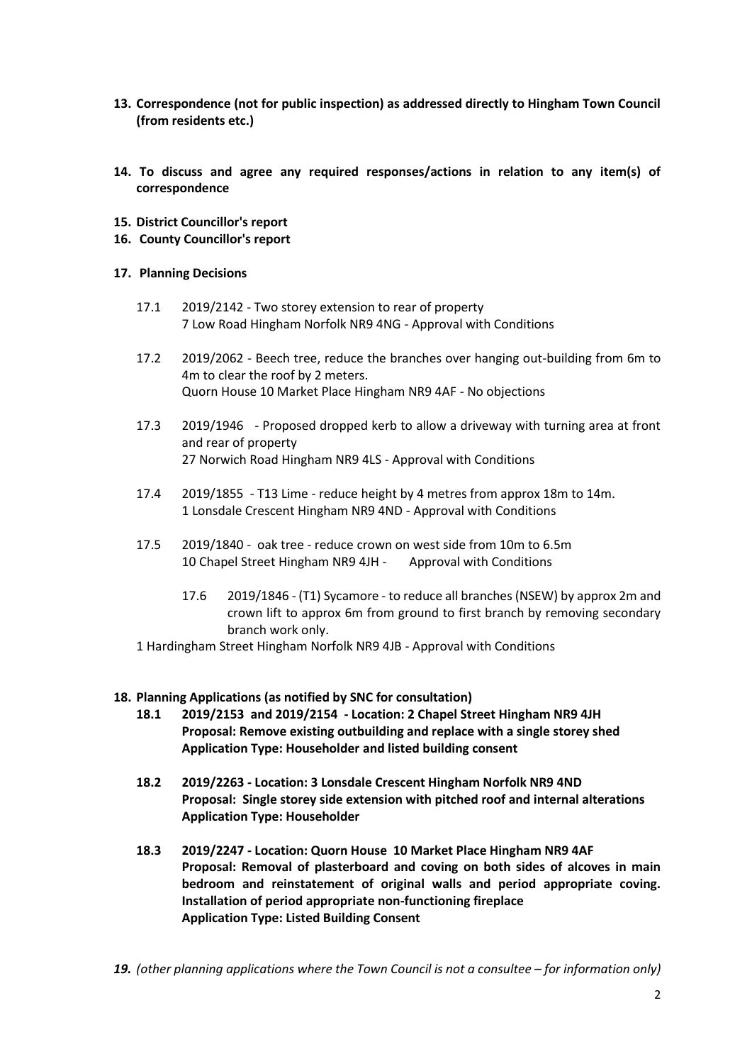**13. Correspondence (not for public inspection) as addressed directly to Hingham Town Council (from residents etc.)**

**14. To discuss and agree any required responses/actions in relation to any item(s) of correspondence**

**15. District Councillor's report**

**16. County Councillor's report**

**17. Planning Decisions**

17.1 2019/2142 - Two storey extension to rear of property
7 Low Road Hingham Norfolk NR9 4NG - Approval with Conditions

17.2 2019/2062 - Beech tree, reduce the branches over hanging out-building from 6m to 4m to clear the roof by 2 meters.
Quorn House 10 Market Place Hingham NR9 4AF - No objections

17.3 2019/1946 - Proposed dropped kerb to allow a driveway with turning area at front and rear of property
27 Norwich Road Hingham NR9 4LS - Approval with Conditions

17.4 2019/1855 - T13 Lime - reduce height by 4 metres from approx 18m to 14m.
1 Lonsdale Crescent Hingham NR9 4ND - Approval with Conditions

17.5 2019/1840 - oak tree - reduce crown on west side from 10m to 6.5m
10 Chapel Street Hingham NR9 4JH - Approval with Conditions

17.6 2019/1846 - (T1) Sycamore - to reduce all branches (NSEW) by approx 2m and crown lift to approx 6m from ground to first branch by removing secondary branch work only.
1 Hardingham Street Hingham Norfolk NR9 4JB - Approval with Conditions

**18. Planning Applications (as notified by SNC for consultation)**

**18.1 2019/2153 and 2019/2154 - Location: 2 Chapel Street Hingham NR9 4JH**
**Proposal: Remove existing outbuilding and replace with a single storey shed**
**Application Type: Householder and listed building consent**

**18.2 2019/2263 - Location: 3 Lonsdale Crescent Hingham Norfolk NR9 4ND**
**Proposal: Single storey side extension with pitched roof and internal alterations**
**Application Type: Householder**

**18.3 2019/2247 - Location: Quorn House 10 Market Place Hingham NR9 4AF**
**Proposal: Removal of plasterboard and coving on both sides of alcoves in main bedroom and reinstatement of original walls and period appropriate coving. Installation of period appropriate non-functioning fireplace**
**Application Type: Listed Building Consent**

***19.*** *(other planning applications where the Town Council is not a consultee – for information only)*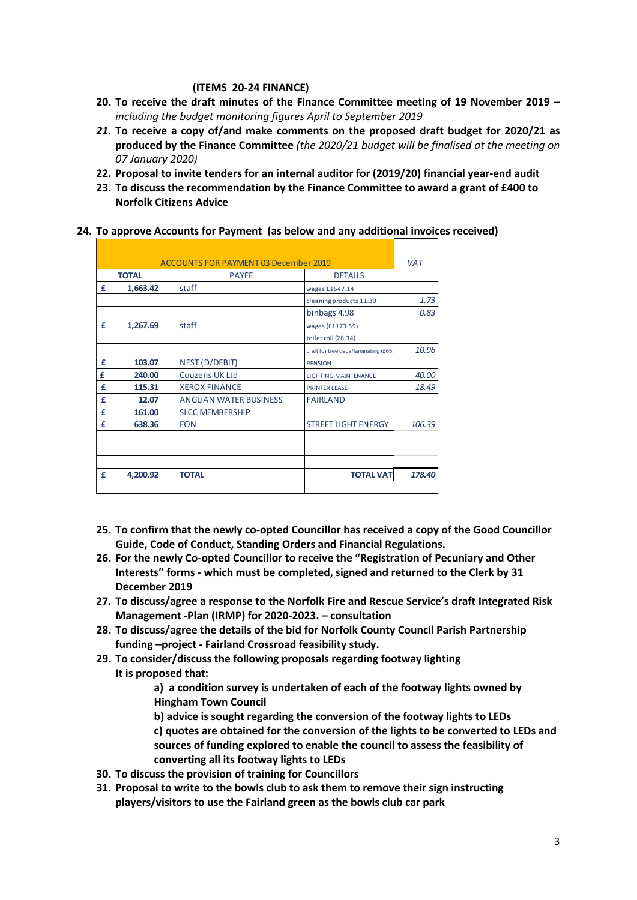**(ITEMS 20-24 FINANCE)**

20. **To receive the draft minutes of the Finance Committee meeting of 19 November 2019 –** *including the budget monitoring figures April to September 2019*
21. **To receive a copy of/and make comments on the proposed draft budget for 2020/21 as produced by the Finance Committee** *(the 2020/21 budget will be finalised at the meeting on 07 January 2020)*
22. **Proposal to invite tenders for an internal auditor for (2019/20) financial year-end audit**
23. **To discuss the recommendation by the Finance Committee to award a grant of £400 to Norfolk Citizens Advice**
24. **To approve Accounts for Payment (as below and any additional invoices received)**

| ACCOUNTS FOR PAYMENT 03 December 2019 | | | | VAT |
|---|---|---|---|---|
| TOTAL | | PAYEE | DETAILS | |
| £ | 1,663.42 | staff | wages £1647.14 | |
| | | | cleaning products 11.30 | 1.73 |
| | | | binbags 4.98 | 0.83 |
| £ | 1,267.69 | staff | wages (£1173.59) | |
| | | | toilet roll (28.34) | |
| | | | craft for tree decs/laminating (£65. | 10.96 |
| £ | 103.07 | NEST (D/DEBIT) | PENSION | |
| £ | 240.00 | Couzens UK Ltd | LIGHTING MAINTENANCE | 40.00 |
| £ | 115.31 | XEROX FINANCE | PRINTER LEASE | 18.49 |
| £ | 12.07 | ANGLIAN WATER BUSINESS | FAIRLAND | |
| £ | 161.00 | SLCC MEMBERSHIP | | |
| £ | 638.36 | EON | STREET LIGHT ENERGY | 106.39 |
| £ | 4,200.92 | TOTAL | TOTAL VAT | 178.40 |

25. **To confirm that the newly co-opted Councillor has received a copy of the Good Councillor Guide, Code of Conduct, Standing Orders and Financial Regulations.**
26. **For the newly Co-opted Councillor to receive the "Registration of Pecuniary and Other Interests" forms - which must be completed, signed and returned to the Clerk by 31 December 2019**
27. **To discuss/agree a response to the Norfolk Fire and Rescue Service's draft Integrated Risk Management -Plan (IRMP) for 2020-2023. – consultation**
28. **To discuss/agree the details of the bid for Norfolk County Council Parish Partnership funding –project - Fairland Crossroad feasibility study.**
29. **To consider/discuss the following proposals regarding footway lighting**
    **It is proposed that:**
    - **a) a condition survey is undertaken of each of the footway lights owned by Hingham Town Council**
    - **b) advice is sought regarding the conversion of the footway lights to LEDs**
    - **c) quotes are obtained for the conversion of the lights to be converted to LEDs and sources of funding explored to enable the council to assess the feasibility of converting all its footway lights to LEDs**
30. **To discuss the provision of training for Councillors**
31. **Proposal to write to the bowls club to ask them to remove their sign instructing players/visitors to use the Fairland green as the bowls club car park**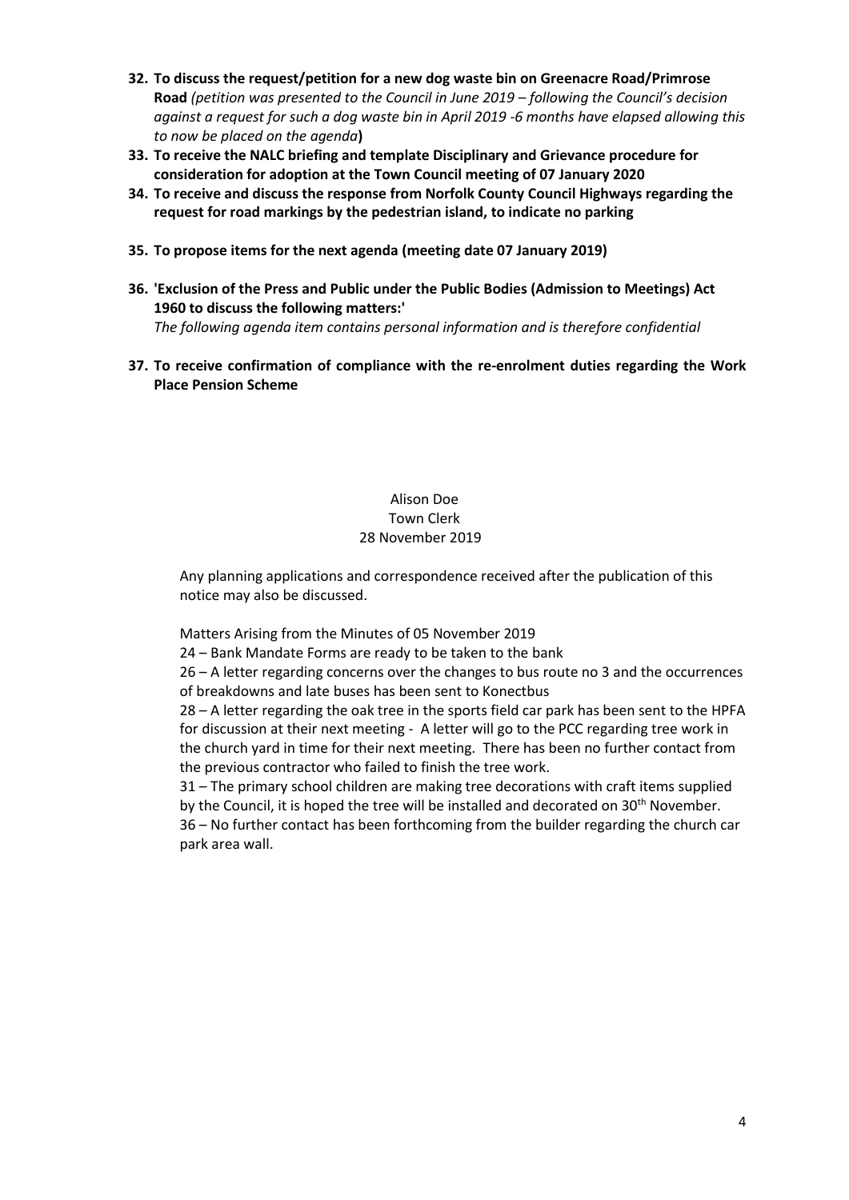**32. To discuss the request/petition for a new dog waste bin on Greenacre Road/Primrose Road** *(petition was presented to the Council in June 2019 – following the Council's decision against a request for such a dog waste bin in April 2019 -6 months have elapsed allowing this to now be placed on the agenda***)**

**33. To receive the NALC briefing and template Disciplinary and Grievance procedure for consideration for adoption at the Town Council meeting of 07 January 2020**

**34. To receive and discuss the response from Norfolk County Council Highways regarding the request for road markings by the pedestrian island, to indicate no parking**

**35. To propose items for the next agenda (meeting date 07 January 2019)**

**36. 'Exclusion of the Press and Public under the Public Bodies (Admission to Meetings) Act 1960 to discuss the following matters:'**
*The following agenda item contains personal information and is therefore confidential*

**37. To receive confirmation of compliance with the re-enrolment duties regarding the Work Place Pension Scheme**

Alison Doe
Town Clerk
28 November 2019

Any planning applications and correspondence received after the publication of this notice may also be discussed.

Matters Arising from the Minutes of 05 November 2019

24 – Bank Mandate Forms are ready to be taken to the bank

26 – A letter regarding concerns over the changes to bus route no 3 and the occurrences of breakdowns and late buses has been sent to Konectbus

28 – A letter regarding the oak tree in the sports field car park has been sent to the HPFA for discussion at their next meeting - A letter will go to the PCC regarding tree work in the church yard in time for their next meeting. There has been no further contact from the previous contractor who failed to finish the tree work.

31 – The primary school children are making tree decorations with craft items supplied by the Council, it is hoped the tree will be installed and decorated on 30th November.

36 – No further contact has been forthcoming from the builder regarding the church car park area wall.